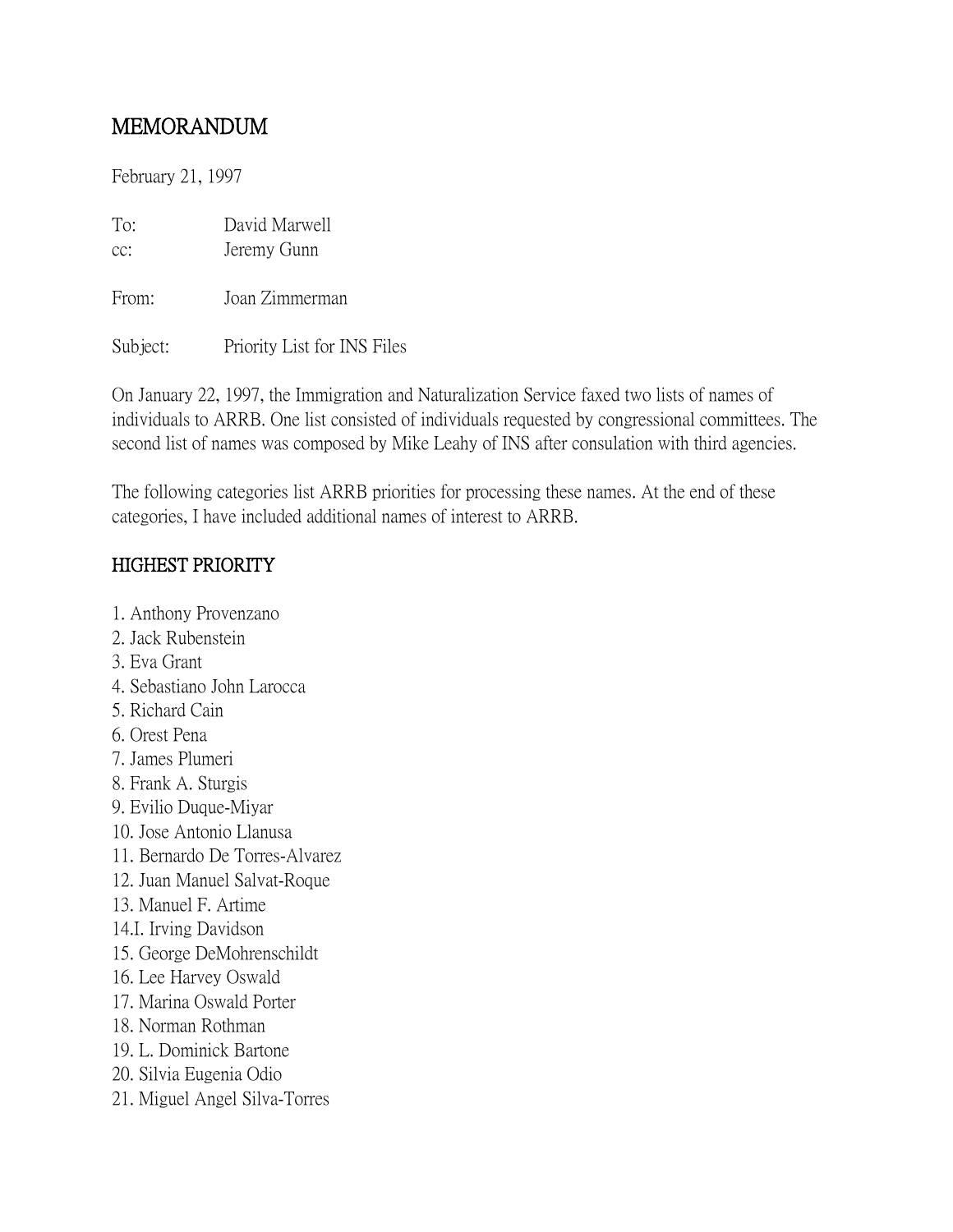# MEMORANDUM

February 21, 1997

To: David Marwell
cc: Jeremy Gunn

From: Joan Zimmerman

Subject: Priority List for INS Files

On January 22, 1997, the Immigration and Naturalization Service faxed two lists of names of individuals to ARRB. One list consisted of individuals requested by congressional committees. The second list of names was composed by Mike Leahy of INS after consulation with third agencies.

The following categories list ARRB priorities for processing these names. At the end of these categories, I have included additional names of interest to ARRB.

## HIGHEST PRIORITY

1. Anthony Provenzano
2. Jack Rubenstein
3. Eva Grant
4. Sebastiano John Larocca
5. Richard Cain
6. Orest Pena
7. James Plumeri
8. Frank A. Sturgis
9. Evilio Duque-Miyar
10. Jose Antonio Llanusa
11. Bernardo De Torres-Alvarez
12. Juan Manuel Salvat-Roque
13. Manuel F. Artime
14. I. Irving Davidson
15. George DeMohrenschildt
16. Lee Harvey Oswald
17. Marina Oswald Porter
18. Norman Rothman
19. L. Dominick Bartone
20. Silvia Eugenia Odio
21. Miguel Angel Silva-Torres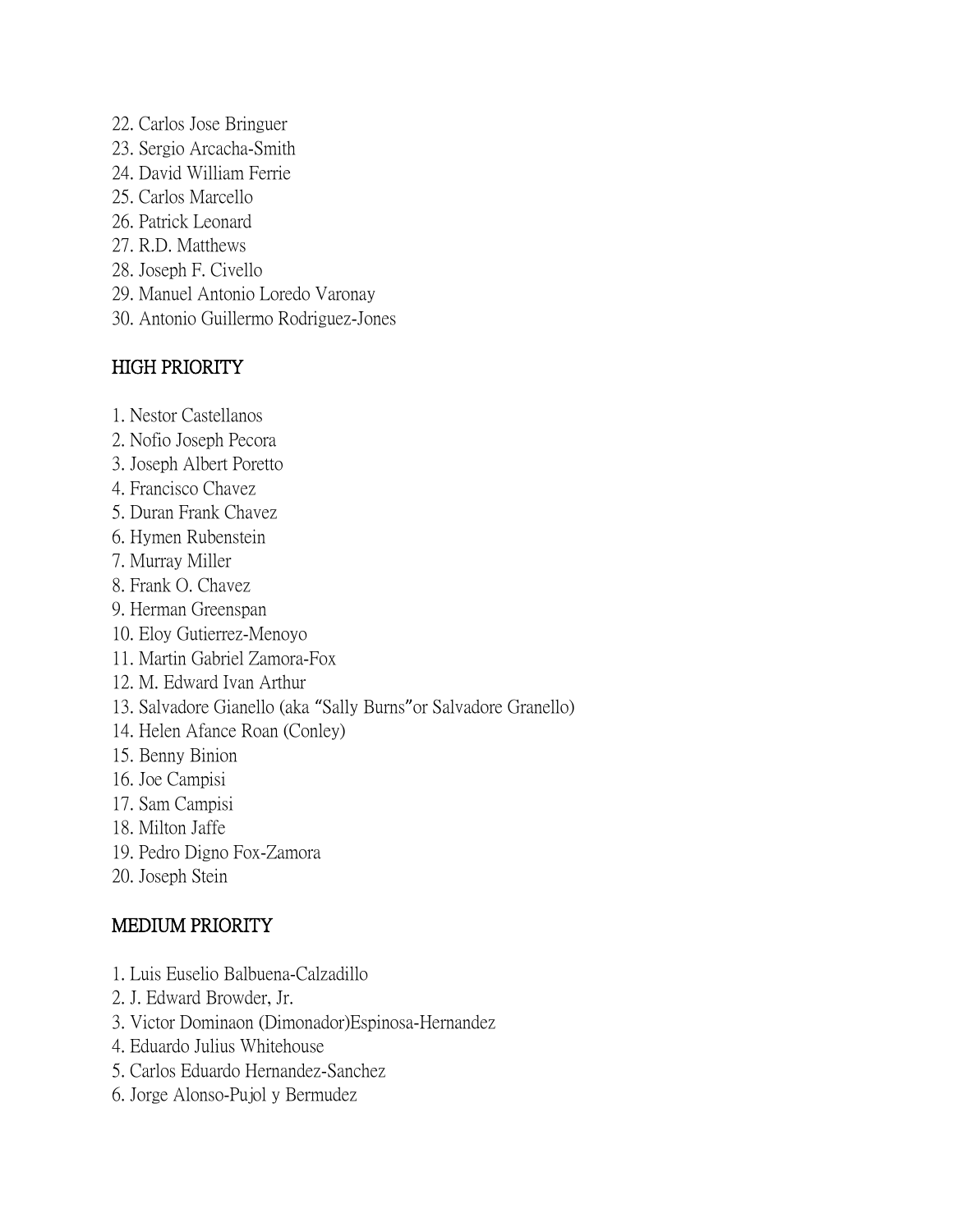22. Carlos Jose Bringuer
23. Sergio Arcacha-Smith
24. David William Ferrie
25. Carlos Marcello
26. Patrick Leonard
27. R.D. Matthews
28. Joseph F. Civello
29. Manuel Antonio Loredo Varonay
30. Antonio Guillermo Rodriguez-Jones

## HIGH PRIORITY

1. Nestor Castellanos
2. Nofio Joseph Pecora
3. Joseph Albert Poretto
4. Francisco Chavez
5. Duran Frank Chavez
6. Hymen Rubenstein
7. Murray Miller
8. Frank O. Chavez
9. Herman Greenspan
10. Eloy Gutierrez-Menoyo
11. Martin Gabriel Zamora-Fox
12. M. Edward Ivan Arthur
13. Salvadore Gianello (aka "Sally Burns"or Salvadore Granello)
14. Helen Afance Roan (Conley)
15. Benny Binion
16. Joe Campisi
17. Sam Campisi
18. Milton Jaffe
19. Pedro Digno Fox-Zamora
20. Joseph Stein

## MEDIUM PRIORITY

1. Luis Euselio Balbuena-Calzadillo
2. J. Edward Browder, Jr.
3. Victor Dominaon (Dimonador)Espinosa-Hernandez
4. Eduardo Julius Whitehouse
5. Carlos Eduardo Hernandez-Sanchez
6. Jorge Alonso-Pujol y Bermudez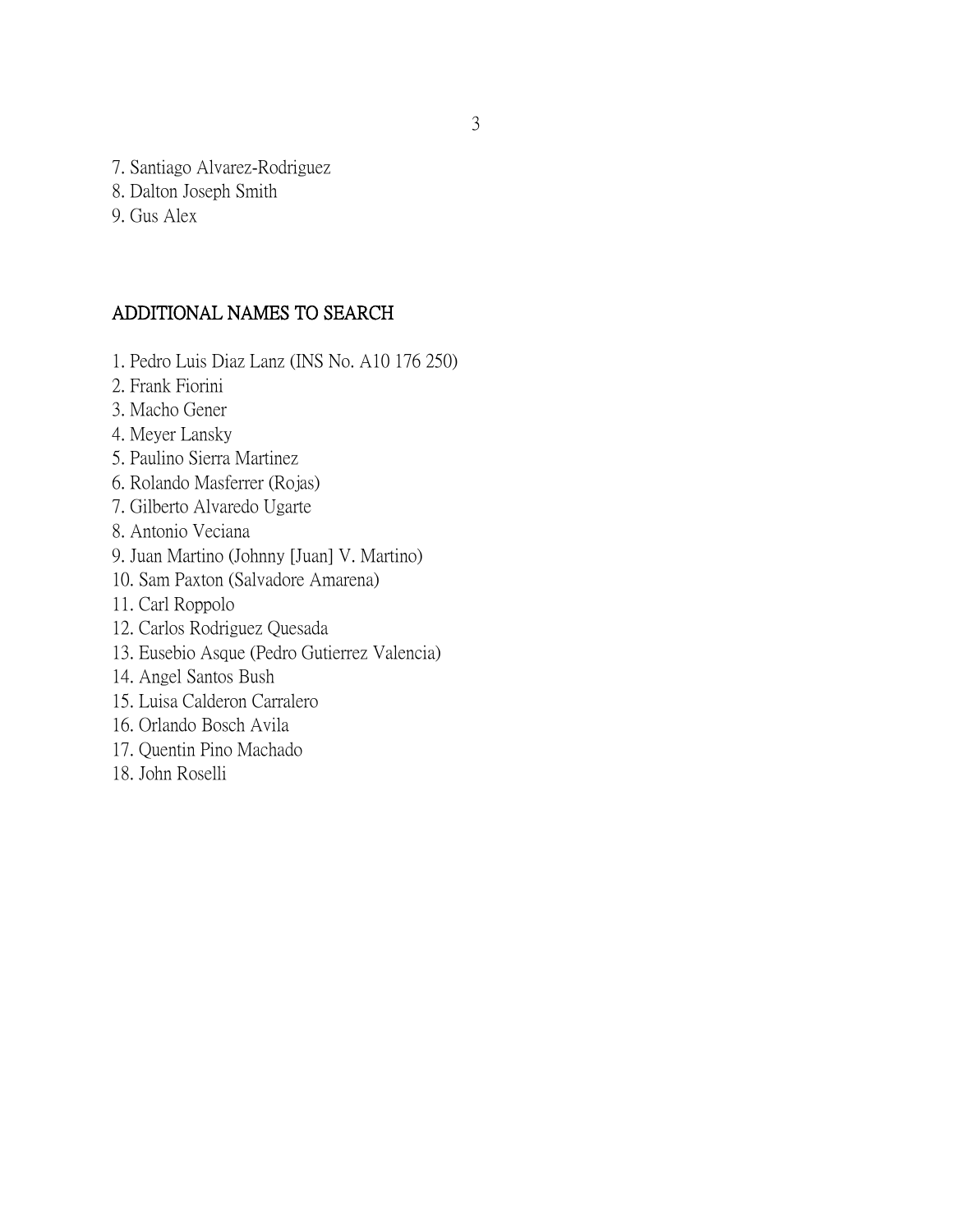7. Santiago Alvarez-Rodriguez
8. Dalton Joseph Smith
9. Gus Alex

## ADDITIONAL NAMES TO SEARCH

1. Pedro Luis Diaz Lanz (INS No. A10 176 250)
2. Frank Fiorini
3. Macho Gener
4. Meyer Lansky
5. Paulino Sierra Martinez
6. Rolando Masferrer (Rojas)
7. Gilberto Alvaredo Ugarte
8. Antonio Veciana
9. Juan Martino (Johnny [Juan] V. Martino)
10. Sam Paxton (Salvadore Amarena)
11. Carl Roppolo
12. Carlos Rodriguez Quesada
13. Eusebio Asque (Pedro Gutierrez Valencia)
14. Angel Santos Bush
15. Luisa Calderon Carralero
16. Orlando Bosch Avila
17. Quentin Pino Machado
18. John Roselli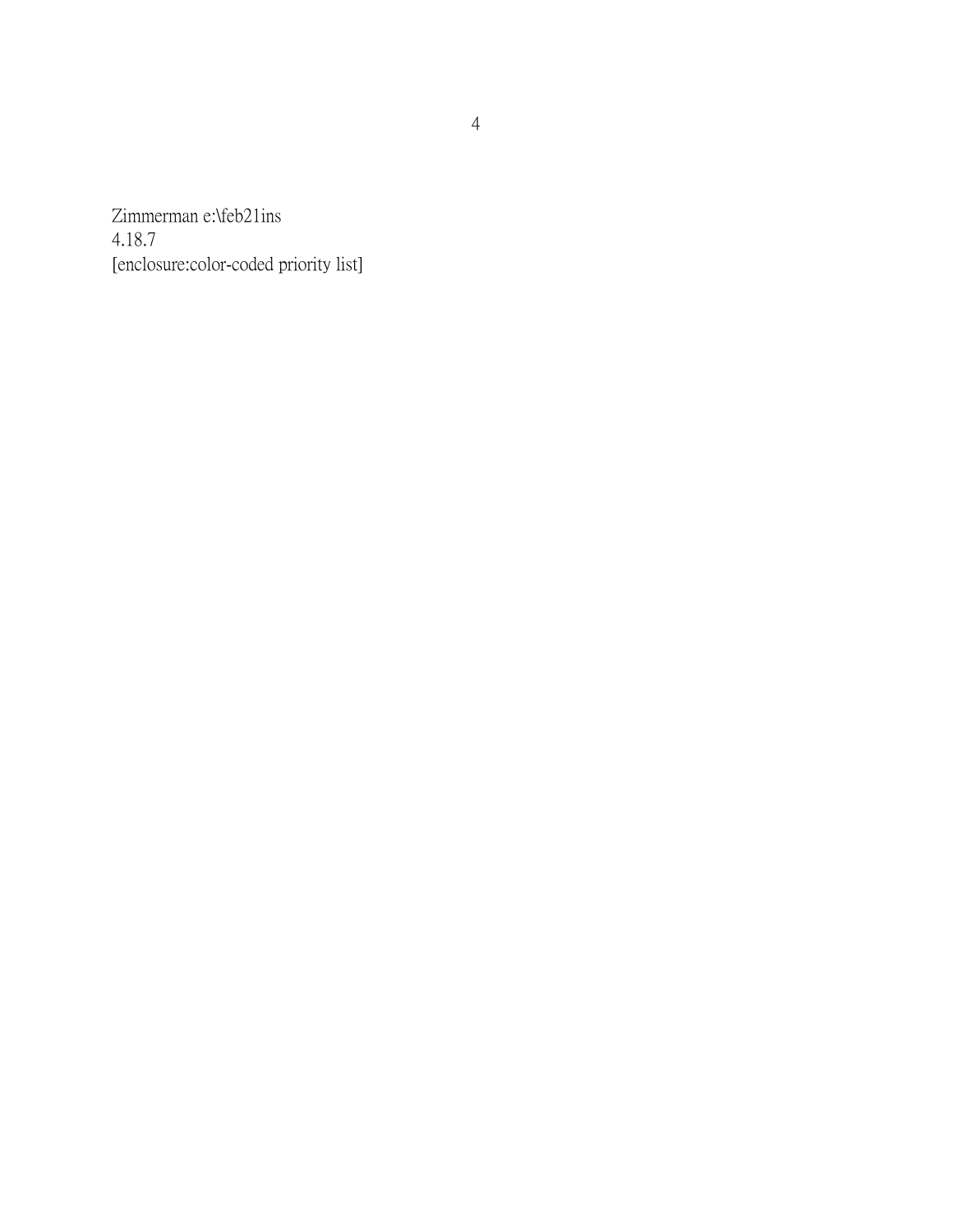Zimmerman e:\feb21ins
4.18.7
[enclosure:color-coded priority list]